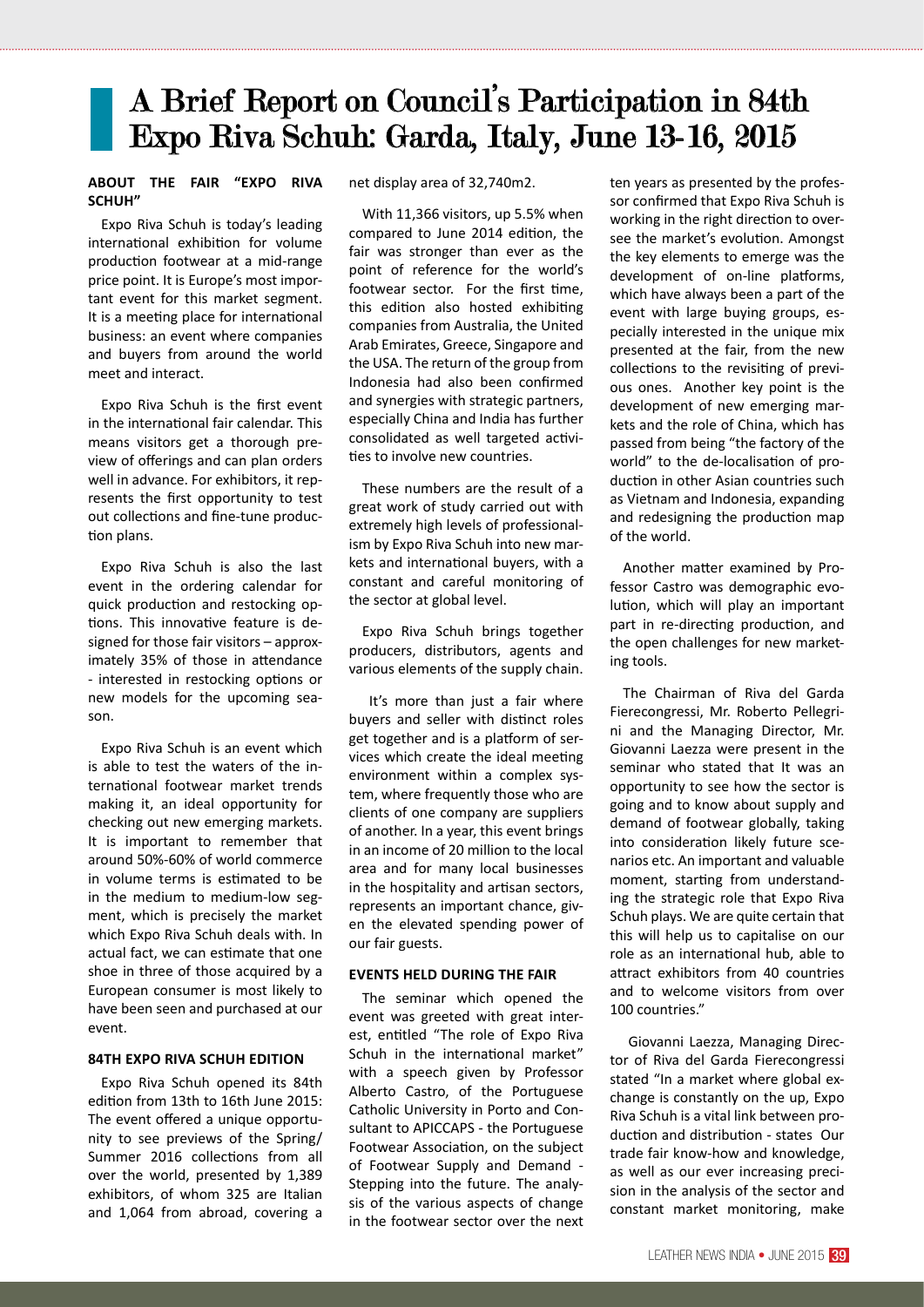# A Brief Report on Council's Participation in 84th Expo Riva Schuh: Garda, Italy, June 13-16, 2015

### ABOUT THE FAIR "EXPO RIVA SCHUH"

Expo Riva Schuh is today's leading international exhibition for volume production footwear at a mid-range price point. It is Europe's most important event for this market segment. It is a meeting place for international business: an event where companies and buyers from around the world meet and interact.

Expo Riva Schuh is the first event in the international fair calendar. This means visitors get a thorough preview of offerings and can plan orders well in advance. For exhibitors, it represents the first opportunity to test out collections and fine-tune production plans.

Expo Riva Schuh is also the last event in the ordering calendar for quick production and restocking options. This innovative feature is designed for those fair visitors – approximately 35% of those in attendance - interested in restocking options or new models for the upcoming season.

Expo Riva Schuh is an event which is able to test the waters of the international footwear market trends making it, an ideal opportunity for checking out new emerging markets. It is important to remember that around 50%-60% of world commerce in volume terms is estimated to be in the medium to medium-low segment, which is precisely the market which Expo Riva Schuh deals with. In actual fact, we can estimate that one shoe in three of those acquired by a European consumer is most likely to have been seen and purchased at our event.

### 84TH EXPO RIVA SCHUH EDITION

Expo Riva Schuh opened its 84th edition from 13th to 16th June 2015: The event offered a unique opportunity to see previews of the Spring/ Summer 2016 collections from all over the world, presented by 1,389 exhibitors, of whom 325 are Italian and 1,064 from abroad, covering a net display area of 32,740m2.

With 11,366 visitors, up 5.5% when compared to June 2014 edition, the fair was stronger than ever as the point of reference for the world's footwear sector. For the first time, this edition also hosted exhibiting companies from Australia, the United Arab Emirates, Greece, Singapore and the USA. The return of the group from Indonesia had also been confirmed and synergies with strategic partners, especially China and India has further consolidated as well targeted activities to involve new countries.

These numbers are the result of a great work of study carried out with extremely high levels of professionalism by Expo Riva Schuh into new markets and international buyers, with a constant and careful monitoring of the sector at global level.

Expo Riva Schuh brings together producers, distributors, agents and various elements of the supply chain.

It's more than just a fair where buyers and seller with distinct roles get together and is a platform of services which create the ideal meeting environment within a complex system, where frequently those who are clients of one company are suppliers of another. In a year, this event brings in an income of 20 million to the local area and for many local businesses in the hospitality and artisan sectors, represents an important chance, given the elevated spending power of our fair guests.

### EVENTS HELD DURING THE FAIR

The seminar which opened the event was greeted with great interest, entitled "The role of Expo Riva Schuh in the international market" with a speech given by Professor Alberto Castro, of the Portuguese Catholic University in Porto and Consultant to APICCAPS - the Portuguese Footwear Association, on the subject of Footwear Supply and Demand - Stepping into the future. The analysis of the various aspects of change in the footwear sector over the next ten years as presented by the professor confirmed that Expo Riva Schuh is working in the right direction to oversee the market's evolution. Amongst the key elements to emerge was the development of on-line platforms, which have always been a part of the event with large buying groups, especially interested in the unique mix presented at the fair, from the new collections to the revisiting of previous ones. Another key point is the development of new emerging markets and the role of China, which has passed from being "the factory of the world" to the de-localisation of production in other Asian countries such as Vietnam and Indonesia, expanding and redesigning the production map of the world.

Another matter examined by Professor Castro was demographic evolution, which will play an important part in re-directing production, and the open challenges for new marketing tools.

The Chairman of Riva del Garda Fierecongressi, Mr. Roberto Pellegrini and the Managing Director, Mr. Giovanni Laezza were present in the seminar who stated that It was an opportunity to see how the sector is going and to know about supply and demand of footwear globally, taking into consideration likely future scenarios etc. An important and valuable moment, starting from understanding the strategic role that Expo Riva Schuh plays. We are quite certain that this will help us to capitalise on our role as an international hub, able to attract exhibitors from 40 countries and to welcome visitors from over 100 countries."

Giovanni Laezza, Managing Director of Riva del Garda Fierecongressi stated "In a market where global exchange is constantly on the up, Expo Riva Schuh is a vital link between production and distribution - states Our trade fair know-how and knowledge, as well as our ever increasing precision in the analysis of the sector and constant market monitoring, make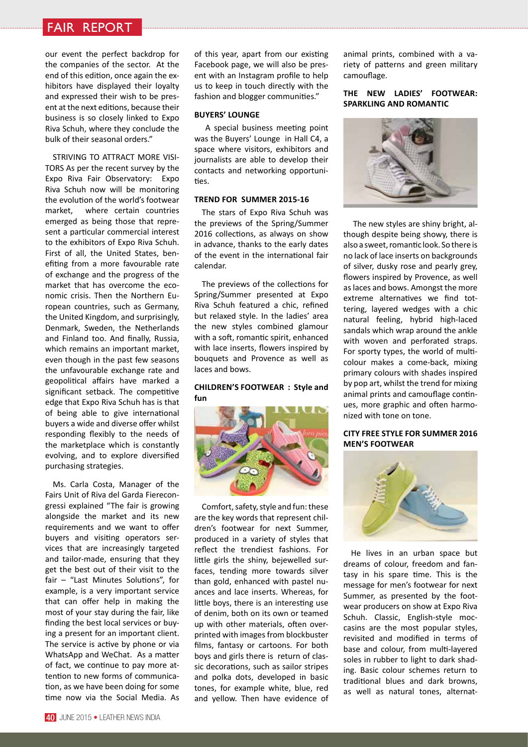our event the perfect backdrop for the companies of the sector. At the end of this edition, once again the exhibitors have displayed their loyalty and expressed their wish to be present at the next editions, because their business is so closely linked to Expo Riva Schuh, where they conclude the bulk of their seasonal orders."

STRIVING TO ATTRACT MORE VISITORS As per the recent survey by the Expo Riva Fair Observatory: Expo Riva Schuh now will be monitoring the evolution of the world's footwear market, where certain countries emerged as being those that represent a particular commercial interest to the exhibitors of Expo Riva Schuh. First of all, the United States, benefiting from a more favourable rate of exchange and the progress of the market that has overcome the economic crisis. Then the Northern European countries, such as Germany, the United Kingdom, and surprisingly, Denmark, Sweden, the Netherlands and Finland too. And finally, Russia, which remains an important market, even though in the past few seasons the unfavourable exchange rate and geopolitical affairs have marked a significant setback. The competitive edge that Expo Riva Schuh has is that of being able to give international buyers a wide and diverse offer whilst responding flexibly to the needs of the marketplace which is constantly evolving, and to explore diversified purchasing strategies.

Ms. Carla Costa, Manager of the Fairs Unit of Riva del Garda Fierecongressi explained "The fair is growing alongside the market and its new requirements and we want to offer buyers and visiting operators services that are increasingly targeted and tailor-made, ensuring that they get the best out of their visit to the fair – "Last Minutes Solutions", for example, is a very important service that can offer help in making the most of your stay during the fair, like finding the best local services or buying a present for an important client. The service is active by phone or via WhatsApp and WeChat. As a matter of fact, we continue to pay more attention to new forms of communication, as we have been doing for some time now via the Social Media. As of this year, apart from our existing Facebook page, we will also be present with an Instagram profile to help us to keep in touch directly with the fashion and blogger communities."

**BUYERS' LOUNGE**

A special business meeting point was the Buyers' Lounge in Hall C4, a space where visitors, exhibitors and journalists are able to develop their contacts and networking opportunities.

**TREND FOR SUMMER 2015-16**

The stars of Expo Riva Schuh was the previews of the Spring/Summer 2016 collections, as always on show in advance, thanks to the early dates of the event in the international fair calendar.

The previews of the collections for Spring/Summer presented at Expo Riva Schuh featured a chic, refined but relaxed style. In the ladies' area the new styles combined glamour with a soft, romantic spirit, enhanced with lace inserts, flowers inspired by bouquets and Provence as well as laces and bows.

**CHILDREN'S FOOTWEAR : Style and fun**

Comfort, safety, style and fun: these are the key words that represent children's footwear for next Summer, produced in a variety of styles that reflect the trendiest fashions. For little girls the shiny, bejewelled surfaces, tending more towards silver than gold, enhanced with pastel nuances and lace inserts. Whereas, for little boys, there is an interesting use of denim, both on its own or teamed up with other materials, often overprinted with images from blockbuster films, fantasy or cartoons. For both boys and girls there is return of classic decorations, such as sailor stripes and polka dots, developed in basic tones, for example white, blue, red and yellow. Then have evidence of animal prints, combined with a variety of patterns and green military camouflage.

**THE NEW LADIES' FOOTWEAR: SPARKLING AND ROMANTIC**

The new styles are shiny bright, although despite being showy, there is also a sweet, romantic look. So there is no lack of lace inserts on backgrounds of silver, dusky rose and pearly grey, flowers inspired by Provence, as well as laces and bows. Amongst the more extreme alternatives we find tottering, layered wedges with a chic natural feeling, hybrid high-laced sandals which wrap around the ankle with woven and perforated straps. For sporty types, the world of multicolour makes a come-back, mixing primary colours with shades inspired by pop art, whilst the trend for mixing animal prints and camouflage continues, more graphic and often harmonized with tone on tone.

**CITY FREE STYLE FOR SUMMER 2016 MEN'S FOOTWEAR**

He lives in an urban space but dreams of colour, freedom and fantasy in his spare time. This is the message for men's footwear for next Summer, as presented by the footwear producers on show at Expo Riva Schuh. Classic, English-style moccasins are the most popular styles, revisited and modified in terms of base and colour, from multi-layered soles in rubber to light to dark shading. Basic colour schemes return to traditional blues and dark browns, as well as natural tones, alternat-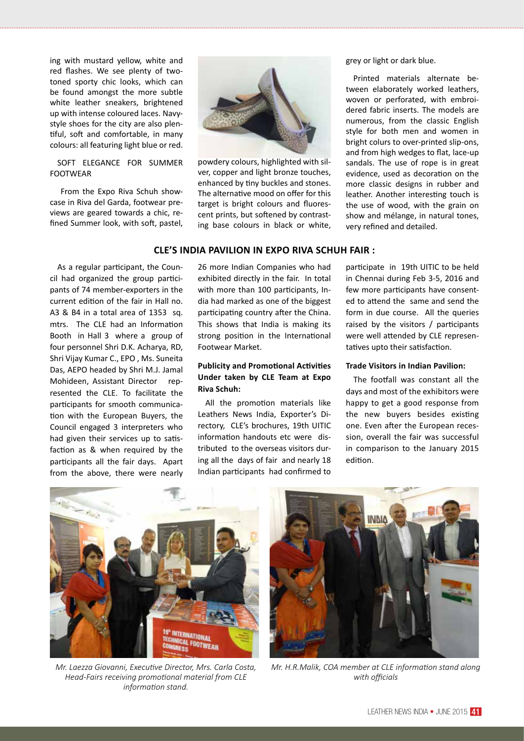ing with mustard yellow, white and red flashes. We see plenty of two-toned sporty chic looks, which can be found amongst the more subtle white leather sneakers, brightened up with intense coloured laces. Navy-style shoes for the city are also plentiful, soft and comfortable, in many colours: all featuring light blue or red.

SOFT ELEGANCE FOR SUMMER FOOTWEAR

From the Expo Riva Schuh showcase in Riva del Garda, footwear previews are geared towards a chic, refined Summer look, with soft, pastel, powdery colours, highlighted with silver, copper and light bronze touches, enhanced by tiny buckles and stones. The alternative mood on offer for this target is bright colours and fluorescent prints, but softened by contrasting base colours in black or white, grey or light or dark blue.

Printed materials alternate between elaborately worked leathers, woven or perforated, with embroidered fabric inserts. The models are numerous, from the classic English style for both men and women in bright colurs to over-printed slip-ons, and from high wedges to flat, lace-up sandals. The use of rope is in great evidence, used as decoration on the more classic designs in rubber and leather. Another interesting touch is the use of wood, with the grain on show and mélange, in natural tones, very refined and detailed.

## CLE'S INDIA PAVILION IN EXPO RIVA SCHUH FAIR :

As a regular participant, the Council had organized the group participants of 74 member-exporters in the current edition of the fair in Hall no. A3 & B4 in a total area of 1353 sq. mtrs. The CLE had an Information Booth in Hall 3 where a group of four personnel Shri D.K. Acharya, RD, Shri Vijay Kumar C., EPO , Ms. Suneita Das, AEPO headed by Shri M.J. Jamal Mohideen, Assistant Director represented the CLE. To facilitate the participants for smooth communication with the European Buyers, the Council engaged 3 interpreters who had given their services up to satisfaction as & when required by the participants all the fair days. Apart from the above, there were nearly 26 more Indian Companies who had exhibited directly in the fair. In total with more than 100 participants, India had marked as one of the biggest participating country after the China. This shows that India is making its strong position in the International Footwear Market.

### Publicity and Promotional Activities Under taken by CLE Team at Expo Riva Schuh:

All the promotion materials like Leathers News India, Exporter's Directory, CLE's brochures, 19th UITIC information handouts etc were distributed to the overseas visitors during all the days of fair and nearly 18 Indian participants had confirmed to participate in 19th UITIC to be held in Chennai during Feb 3-5, 2016 and few more participants have consented to attend the same and send the form in due course. All the queries raised by the visitors / participants were well attended by CLE representatives upto their satisfaction.

### Trade Visitors in Indian Pavilion:

The footfall was constant all the days and most of the exhibitors were happy to get a good response from the new buyers besides existing one. Even after the European recession, overall the fair was successful in comparison to the January 2015 edition.

*Mr. Laezza Giovanni, Executive Director, Mrs. Carla Costa, Head-Fairs receiving promotional material from CLE information stand.*

*Mr. H.R.Malik, COA member at CLE information stand along with officials*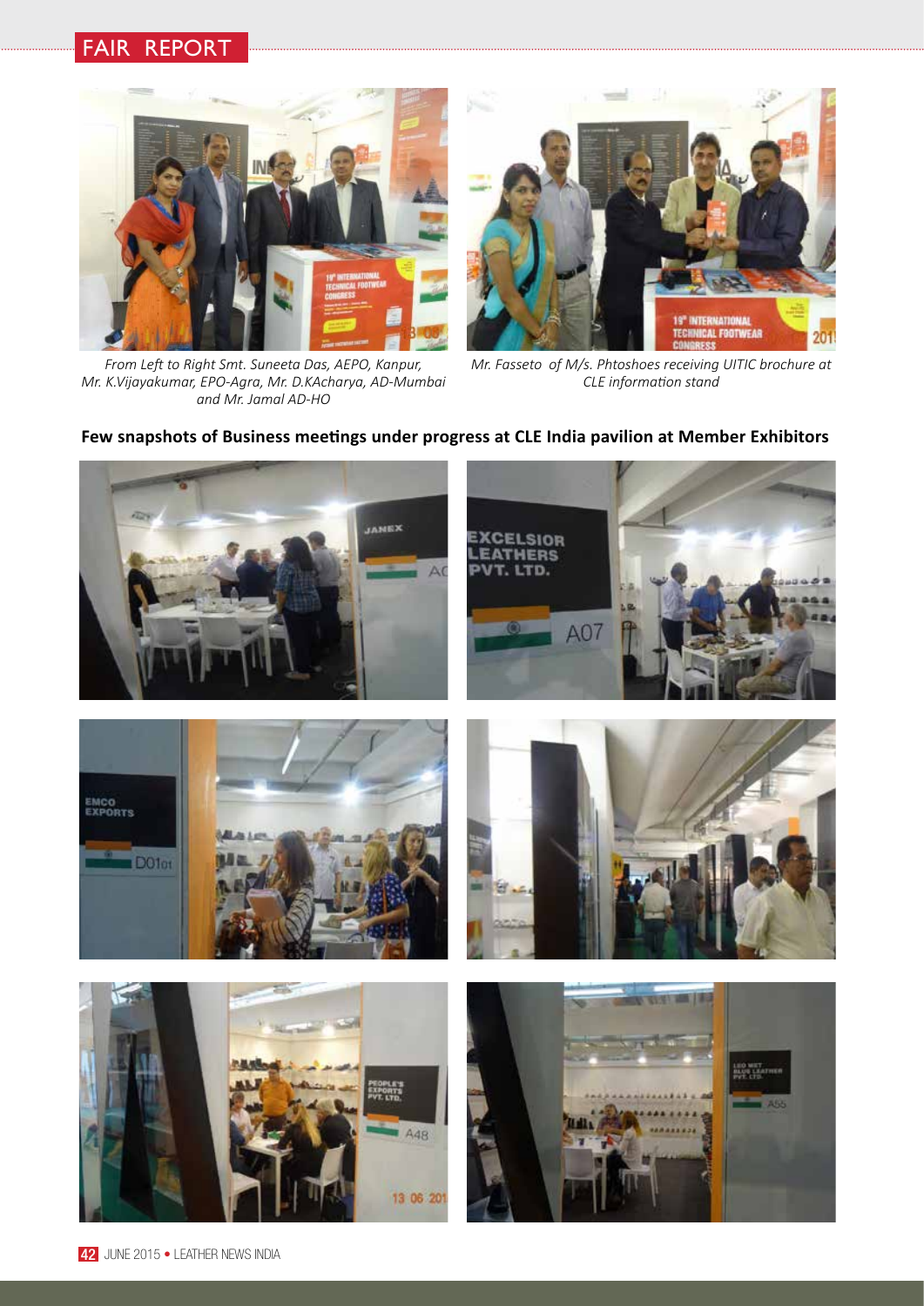From Left to Right Smt. Suneeta Das, AEPO, Kanpur, Mr. K.Vijayakumar, EPO-Agra, Mr. D.KAcharya, AD-Mumbai and Mr. Jamal AD-HO

Mr. Fasseto of M/s. Phtoshoes receiving UITIC brochure at CLE information stand

**Few snapshots of Business meetings under progress at CLE India pavilion at Member Exhibitors**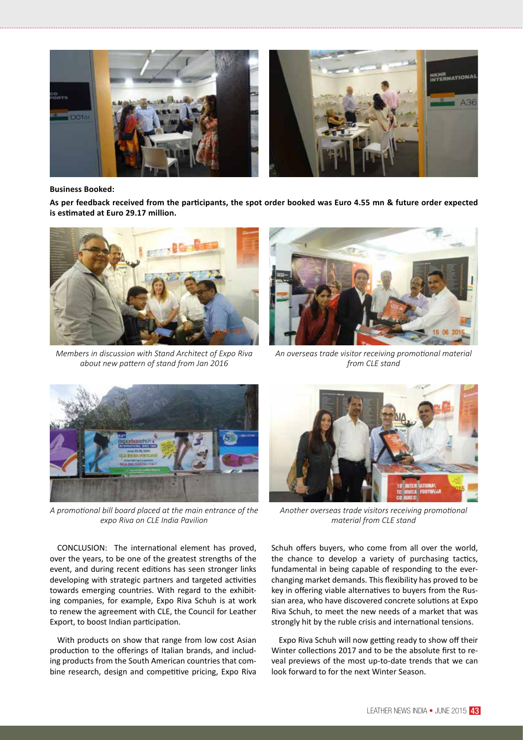**Business Booked:**

**As per feedback received from the participants, the spot order booked was Euro 4.55 mn & future order expected is estimated at Euro 29.17 million.**

*Members in discussion with Stand Architect of Expo Riva about new pattern of stand from Jan 2016*

*An overseas trade visitor receiving promotional material from CLE stand*

*A promotional bill board placed at the main entrance of the expo Riva on CLE India Pavilion*

*Another overseas trade visitors receiving promotional material from CLE stand*

CONCLUSION: The international element has proved, over the years, to be one of the greatest strengths of the event, and during recent editions has seen stronger links developing with strategic partners and targeted activities towards emerging countries. With regard to the exhibiting companies, for example, Expo Riva Schuh is at work to renew the agreement with CLE, the Council for Leather Export, to boost Indian participation.

With products on show that range from low cost Asian production to the offerings of Italian brands, and including products from the South American countries that combine research, design and competitive pricing, Expo Riva Schuh offers buyers, who come from all over the world, the chance to develop a variety of purchasing tactics, fundamental in being capable of responding to the ever-changing market demands. This flexibility has proved to be key in offering viable alternatives to buyers from the Russian area, who have discovered concrete solutions at Expo Riva Schuh, to meet the new needs of a market that was strongly hit by the ruble crisis and international tensions.

Expo Riva Schuh will now getting ready to show off their Winter collections 2017 and to be the absolute first to reveal previews of the most up-to-date trends that we can look forward to for the next Winter Season.